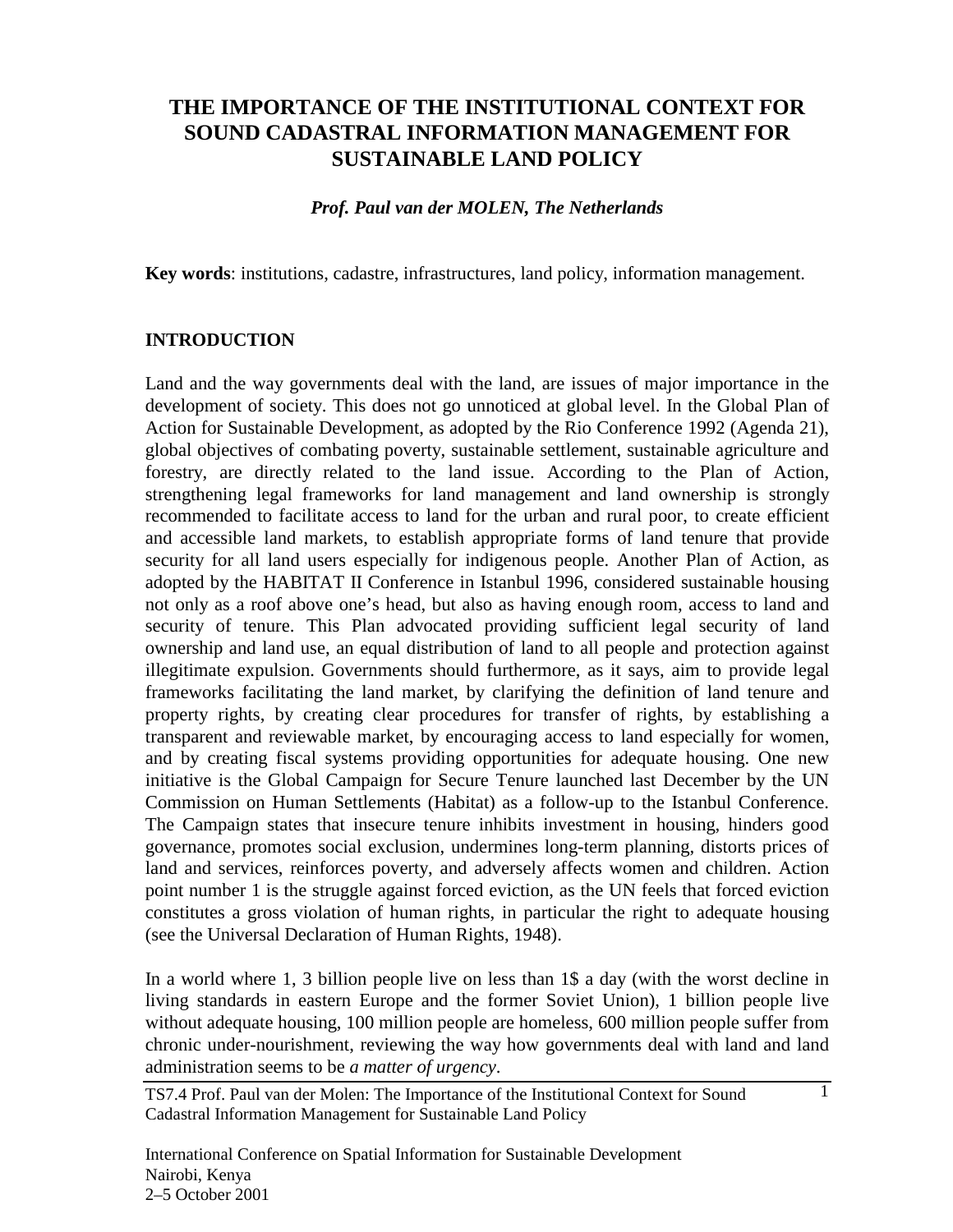# THE IMPORTANCE OF THE INSTITUTIONAL CONTEXT FOR SOUND CADASTRAL INFORMATION MANAGEMENT FOR SUSTAINABLE LAND POLICY

***Prof. Paul van der MOLEN, The Netherlands***

**Key words**: institutions, cadastre, infrastructures, land policy, information management.

## INTRODUCTION

Land and the way governments deal with the land, are issues of major importance in the development of society. This does not go unnoticed at global level. In the Global Plan of Action for Sustainable Development, as adopted by the Rio Conference 1992 (Agenda 21), global objectives of combating poverty, sustainable settlement, sustainable agriculture and forestry, are directly related to the land issue. According to the Plan of Action, strengthening legal frameworks for land management and land ownership is strongly recommended to facilitate access to land for the urban and rural poor, to create efficient and accessible land markets, to establish appropriate forms of land tenure that provide security for all land users especially for indigenous people. Another Plan of Action, as adopted by the HABITAT II Conference in Istanbul 1996, considered sustainable housing not only as a roof above one's head, but also as having enough room, access to land and security of tenure. This Plan advocated providing sufficient legal security of land ownership and land use, an equal distribution of land to all people and protection against illegitimate expulsion. Governments should furthermore, as it says, aim to provide legal frameworks facilitating the land market, by clarifying the definition of land tenure and property rights, by creating clear procedures for transfer of rights, by establishing a transparent and reviewable market, by encouraging access to land especially for women, and by creating fiscal systems providing opportunities for adequate housing. One new initiative is the Global Campaign for Secure Tenure launched last December by the UN Commission on Human Settlements (Habitat) as a follow-up to the Istanbul Conference. The Campaign states that insecure tenure inhibits investment in housing, hinders good governance, promotes social exclusion, undermines long-term planning, distorts prices of land and services, reinforces poverty, and adversely affects women and children. Action point number 1 is the struggle against forced eviction, as the UN feels that forced eviction constitutes a gross violation of human rights, in particular the right to adequate housing (see the Universal Declaration of Human Rights, 1948).

In a world where 1, 3 billion people live on less than 1$ a day (with the worst decline in living standards in eastern Europe and the former Soviet Union), 1 billion people live without adequate housing, 100 million people are homeless, 600 million people suffer from chronic under-nourishment, reviewing the way how governments deal with land and land administration seems to be *a matter of urgency*.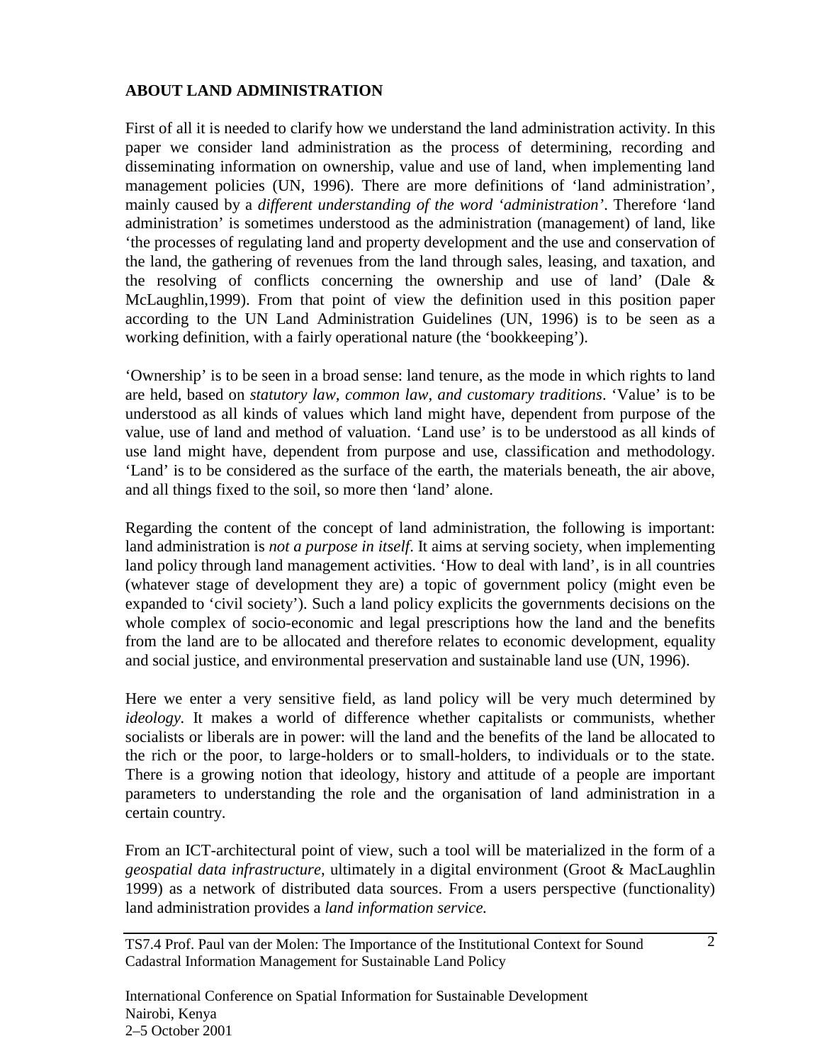## ABOUT LAND ADMINISTRATION

First of all it is needed to clarify how we understand the land administration activity. In this paper we consider land administration as the process of determining, recording and disseminating information on ownership, value and use of land, when implementing land management policies (UN, 1996). There are more definitions of 'land administration', mainly caused by a *different understanding of the word 'administration'*. Therefore 'land administration' is sometimes understood as the administration (management) of land, like 'the processes of regulating land and property development and the use and conservation of the land, the gathering of revenues from the land through sales, leasing, and taxation, and the resolving of conflicts concerning the ownership and use of land' (Dale & McLaughlin,1999). From that point of view the definition used in this position paper according to the UN Land Administration Guidelines (UN, 1996) is to be seen as a working definition, with a fairly operational nature (the 'bookkeeping').

'Ownership' is to be seen in a broad sense: land tenure, as the mode in which rights to land are held, based on *statutory law, common law, and customary traditions*. 'Value' is to be understood as all kinds of values which land might have, dependent from purpose of the value, use of land and method of valuation. 'Land use' is to be understood as all kinds of use land might have, dependent from purpose and use, classification and methodology. 'Land' is to be considered as the surface of the earth, the materials beneath, the air above, and all things fixed to the soil, so more then 'land' alone.

Regarding the content of the concept of land administration, the following is important: land administration is *not a purpose in itself*. It aims at serving society, when implementing land policy through land management activities. 'How to deal with land', is in all countries (whatever stage of development they are) a topic of government policy (might even be expanded to 'civil society'). Such a land policy explicits the governments decisions on the whole complex of socio-economic and legal prescriptions how the land and the benefits from the land are to be allocated and therefore relates to economic development, equality and social justice, and environmental preservation and sustainable land use (UN, 1996).

Here we enter a very sensitive field, as land policy will be very much determined by *ideology.* It makes a world of difference whether capitalists or communists, whether socialists or liberals are in power: will the land and the benefits of the land be allocated to the rich or the poor, to large-holders or to small-holders, to individuals or to the state. There is a growing notion that ideology, history and attitude of a people are important parameters to understanding the role and the organisation of land administration in a certain country.

From an ICT-architectural point of view, such a tool will be materialized in the form of a *geospatial data infrastructure*, ultimately in a digital environment (Groot & MacLaughlin 1999) as a network of distributed data sources. From a users perspective (functionality) land administration provides a *land information service.*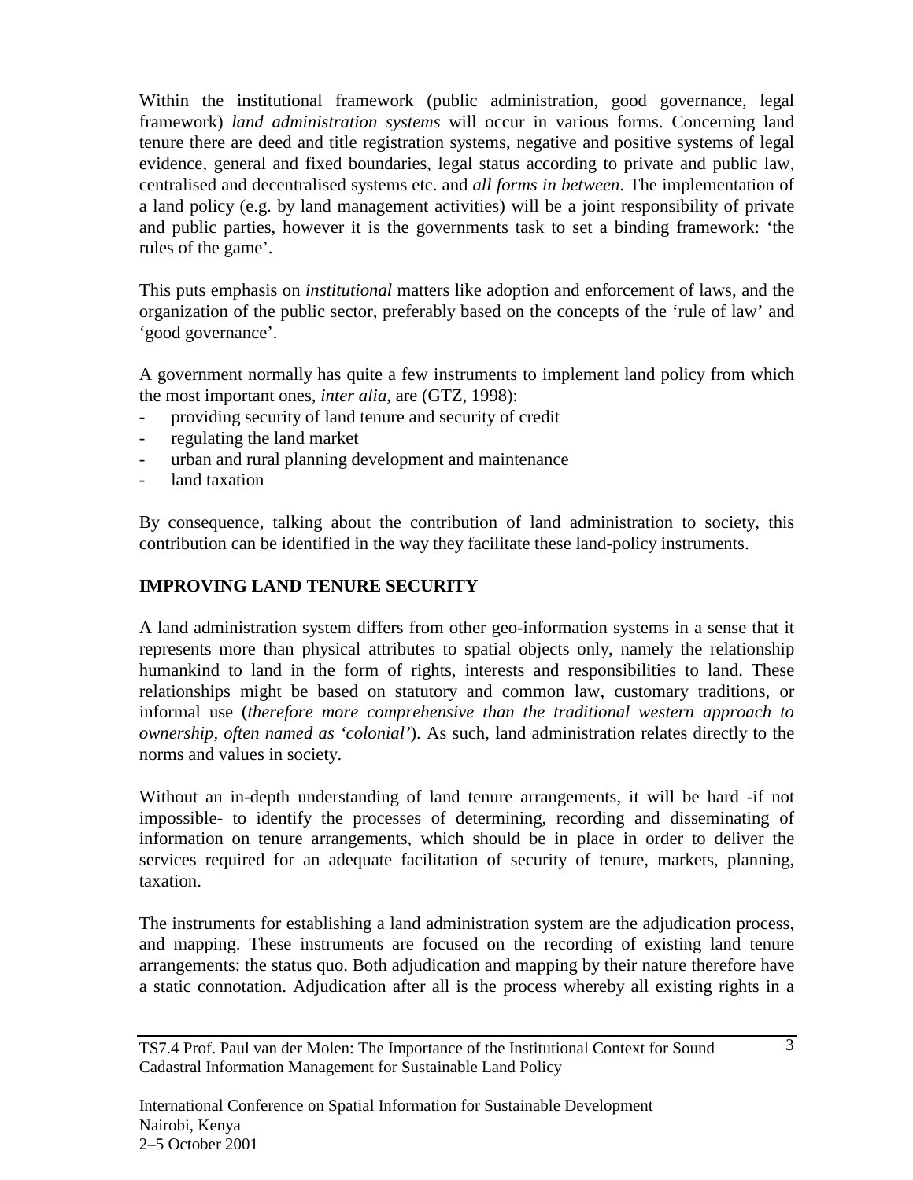Within the institutional framework (public administration, good governance, legal framework) *land administration systems* will occur in various forms. Concerning land tenure there are deed and title registration systems, negative and positive systems of legal evidence, general and fixed boundaries, legal status according to private and public law, centralised and decentralised systems etc. and *all forms in between*. The implementation of a land policy (e.g. by land management activities) will be a joint responsibility of private and public parties, however it is the governments task to set a binding framework: 'the rules of the game'.

This puts emphasis on *institutional* matters like adoption and enforcement of laws, and the organization of the public sector, preferably based on the concepts of the 'rule of law' and 'good governance'.

A government normally has quite a few instruments to implement land policy from which the most important ones, *inter alia*, are (GTZ, 1998):

- providing security of land tenure and security of credit
- regulating the land market
- urban and rural planning development and maintenance
- land taxation

By consequence, talking about the contribution of land administration to society, this contribution can be identified in the way they facilitate these land-policy instruments.

## IMPROVING LAND TENURE SECURITY

A land administration system differs from other geo-information systems in a sense that it represents more than physical attributes to spatial objects only, namely the relationship humankind to land in the form of rights, interests and responsibilities to land. These relationships might be based on statutory and common law, customary traditions, or informal use (*therefore more comprehensive than the traditional western approach to ownership, often named as 'colonial'*). As such, land administration relates directly to the norms and values in society.

Without an in-depth understanding of land tenure arrangements, it will be hard -if not impossible- to identify the processes of determining, recording and disseminating of information on tenure arrangements, which should be in place in order to deliver the services required for an adequate facilitation of security of tenure, markets, planning, taxation.

The instruments for establishing a land administration system are the adjudication process, and mapping. These instruments are focused on the recording of existing land tenure arrangements: the status quo. Both adjudication and mapping by their nature therefore have a static connotation. Adjudication after all is the process whereby all existing rights in a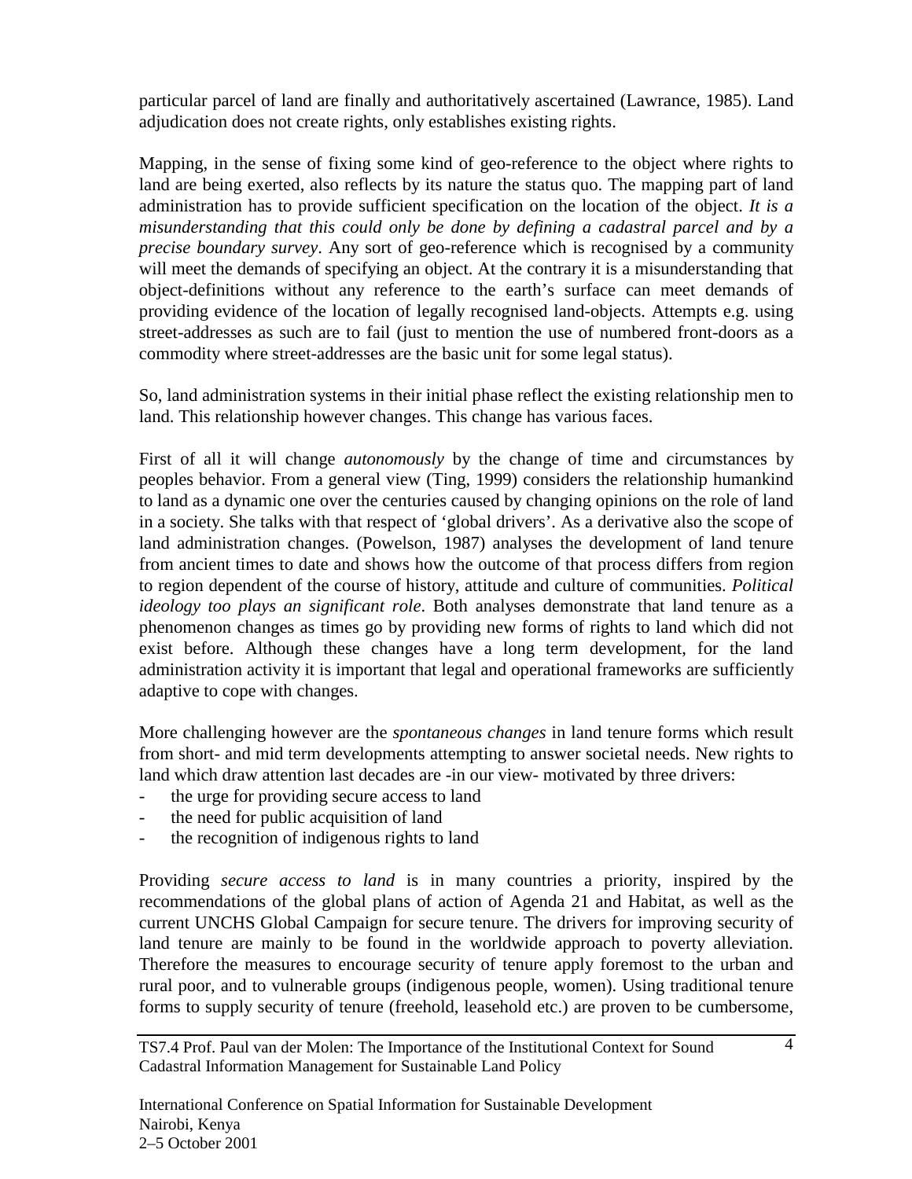particular parcel of land are finally and authoritatively ascertained (Lawrance, 1985). Land adjudication does not create rights, only establishes existing rights.

Mapping, in the sense of fixing some kind of geo-reference to the object where rights to land are being exerted, also reflects by its nature the status quo. The mapping part of land administration has to provide sufficient specification on the location of the object. *It is a misunderstanding that this could only be done by defining a cadastral parcel and by a precise boundary survey*. Any sort of geo-reference which is recognised by a community will meet the demands of specifying an object. At the contrary it is a misunderstanding that object-definitions without any reference to the earth's surface can meet demands of providing evidence of the location of legally recognised land-objects. Attempts e.g. using street-addresses as such are to fail (just to mention the use of numbered front-doors as a commodity where street-addresses are the basic unit for some legal status).

So, land administration systems in their initial phase reflect the existing relationship men to land. This relationship however changes. This change has various faces.

First of all it will change *autonomously* by the change of time and circumstances by peoples behavior. From a general view (Ting, 1999) considers the relationship humankind to land as a dynamic one over the centuries caused by changing opinions on the role of land in a society. She talks with that respect of 'global drivers'. As a derivative also the scope of land administration changes. (Powelson, 1987) analyses the development of land tenure from ancient times to date and shows how the outcome of that process differs from region to region dependent of the course of history, attitude and culture of communities. *Political ideology too plays an significant role*. Both analyses demonstrate that land tenure as a phenomenon changes as times go by providing new forms of rights to land which did not exist before. Although these changes have a long term development, for the land administration activity it is important that legal and operational frameworks are sufficiently adaptive to cope with changes.

More challenging however are the *spontaneous changes* in land tenure forms which result from short- and mid term developments attempting to answer societal needs. New rights to land which draw attention last decades are -in our view- motivated by three drivers:

- the urge for providing secure access to land
- the need for public acquisition of land
- the recognition of indigenous rights to land

Providing *secure access to land* is in many countries a priority, inspired by the recommendations of the global plans of action of Agenda 21 and Habitat, as well as the current UNCHS Global Campaign for secure tenure. The drivers for improving security of land tenure are mainly to be found in the worldwide approach to poverty alleviation. Therefore the measures to encourage security of tenure apply foremost to the urban and rural poor, and to vulnerable groups (indigenous people, women). Using traditional tenure forms to supply security of tenure (freehold, leasehold etc.) are proven to be cumbersome,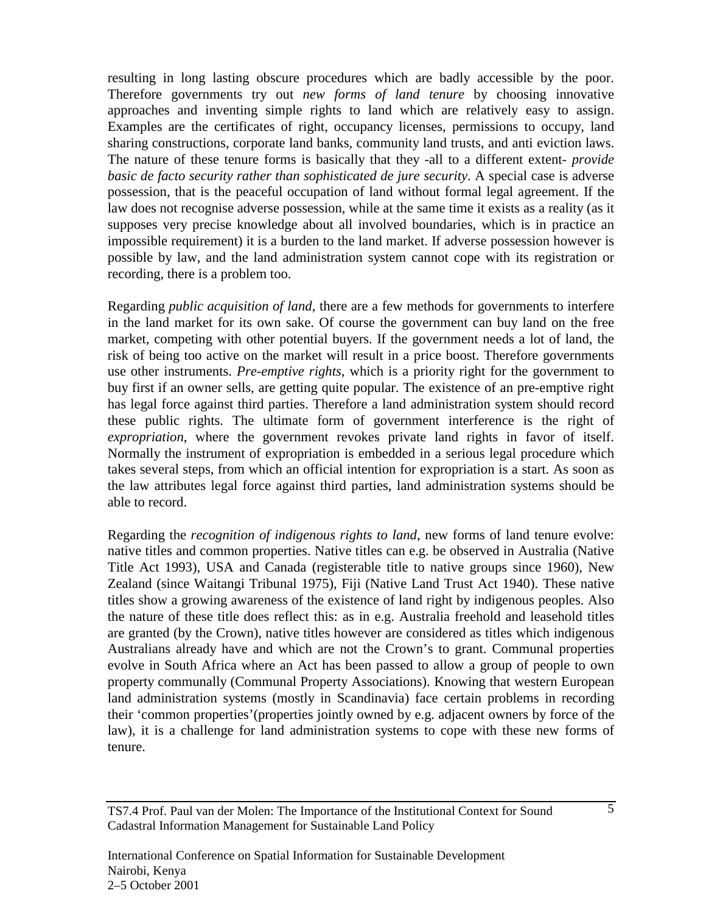resulting in long lasting obscure procedures which are badly accessible by the poor. Therefore governments try out *new forms of land tenure* by choosing innovative approaches and inventing simple rights to land which are relatively easy to assign. Examples are the certificates of right, occupancy licenses, permissions to occupy, land sharing constructions, corporate land banks, community land trusts, and anti eviction laws. The nature of these tenure forms is basically that they -all to a different extent- *provide basic de facto security rather than sophisticated de jure security*. A special case is adverse possession, that is the peaceful occupation of land without formal legal agreement. If the law does not recognise adverse possession, while at the same time it exists as a reality (as it supposes very precise knowledge about all involved boundaries, which is in practice an impossible requirement) it is a burden to the land market. If adverse possession however is possible by law, and the land administration system cannot cope with its registration or recording, there is a problem too.

Regarding *public acquisition of land*, there are a few methods for governments to interfere in the land market for its own sake. Of course the government can buy land on the free market, competing with other potential buyers. If the government needs a lot of land, the risk of being too active on the market will result in a price boost. Therefore governments use other instruments. *Pre-emptive rights*, which is a priority right for the government to buy first if an owner sells, are getting quite popular. The existence of an pre-emptive right has legal force against third parties. Therefore a land administration system should record these public rights. The ultimate form of government interference is the right of *expropriation*, where the government revokes private land rights in favor of itself. Normally the instrument of expropriation is embedded in a serious legal procedure which takes several steps, from which an official intention for expropriation is a start. As soon as the law attributes legal force against third parties, land administration systems should be able to record.

Regarding the *recognition of indigenous rights to land*, new forms of land tenure evolve: native titles and common properties. Native titles can e.g. be observed in Australia (Native Title Act 1993), USA and Canada (registerable title to native groups since 1960), New Zealand (since Waitangi Tribunal 1975), Fiji (Native Land Trust Act 1940). These native titles show a growing awareness of the existence of land right by indigenous peoples. Also the nature of these title does reflect this: as in e.g. Australia freehold and leasehold titles are granted (by the Crown), native titles however are considered as titles which indigenous Australians already have and which are not the Crown's to grant. Communal properties evolve in South Africa where an Act has been passed to allow a group of people to own property communally (Communal Property Associations). Knowing that western European land administration systems (mostly in Scandinavia) face certain problems in recording their 'common properties'(properties jointly owned by e.g. adjacent owners by force of the law), it is a challenge for land administration systems to cope with these new forms of tenure.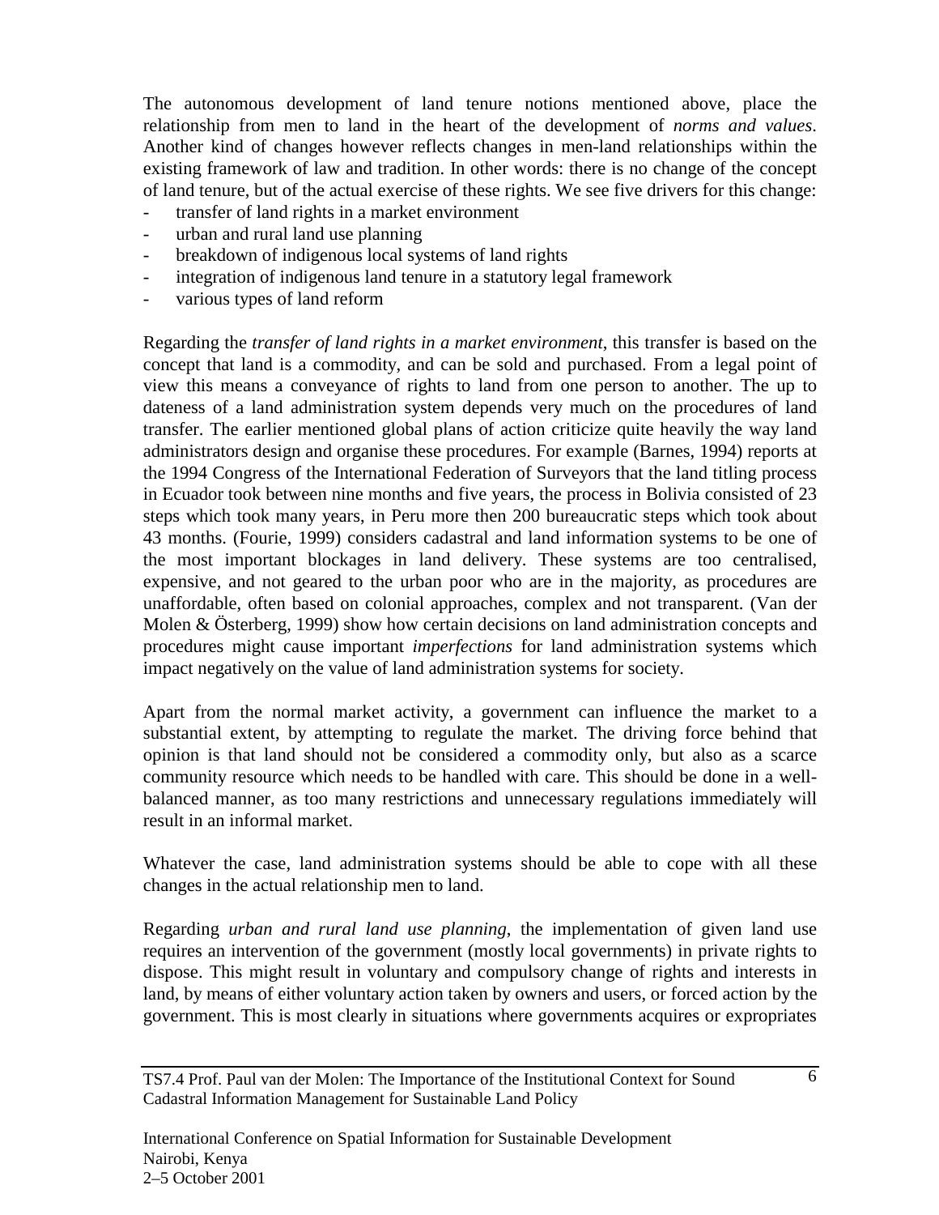The autonomous development of land tenure notions mentioned above, place the relationship from men to land in the heart of the development of *norms and values*. Another kind of changes however reflects changes in men-land relationships within the existing framework of law and tradition. In other words: there is no change of the concept of land tenure, but of the actual exercise of these rights. We see five drivers for this change:

- transfer of land rights in a market environment
- urban and rural land use planning
- breakdown of indigenous local systems of land rights
- integration of indigenous land tenure in a statutory legal framework
- various types of land reform

Regarding the *transfer of land rights in a market environment*, this transfer is based on the concept that land is a commodity, and can be sold and purchased. From a legal point of view this means a conveyance of rights to land from one person to another. The up to dateness of a land administration system depends very much on the procedures of land transfer. The earlier mentioned global plans of action criticize quite heavily the way land administrators design and organise these procedures. For example (Barnes, 1994) reports at the 1994 Congress of the International Federation of Surveyors that the land titling process in Ecuador took between nine months and five years, the process in Bolivia consisted of 23 steps which took many years, in Peru more then 200 bureaucratic steps which took about 43 months. (Fourie, 1999) considers cadastral and land information systems to be one of the most important blockages in land delivery. These systems are too centralised, expensive, and not geared to the urban poor who are in the majority, as procedures are unaffordable, often based on colonial approaches, complex and not transparent. (Van der Molen & Österberg, 1999) show how certain decisions on land administration concepts and procedures might cause important *imperfections* for land administration systems which impact negatively on the value of land administration systems for society.

Apart from the normal market activity, a government can influence the market to a substantial extent, by attempting to regulate the market. The driving force behind that opinion is that land should not be considered a commodity only, but also as a scarce community resource which needs to be handled with care. This should be done in a well-balanced manner, as too many restrictions and unnecessary regulations immediately will result in an informal market.

Whatever the case, land administration systems should be able to cope with all these changes in the actual relationship men to land.

Regarding *urban and rural land use planning*, the implementation of given land use requires an intervention of the government (mostly local governments) in private rights to dispose. This might result in voluntary and compulsory change of rights and interests in land, by means of either voluntary action taken by owners and users, or forced action by the government. This is most clearly in situations where governments acquires or expropriates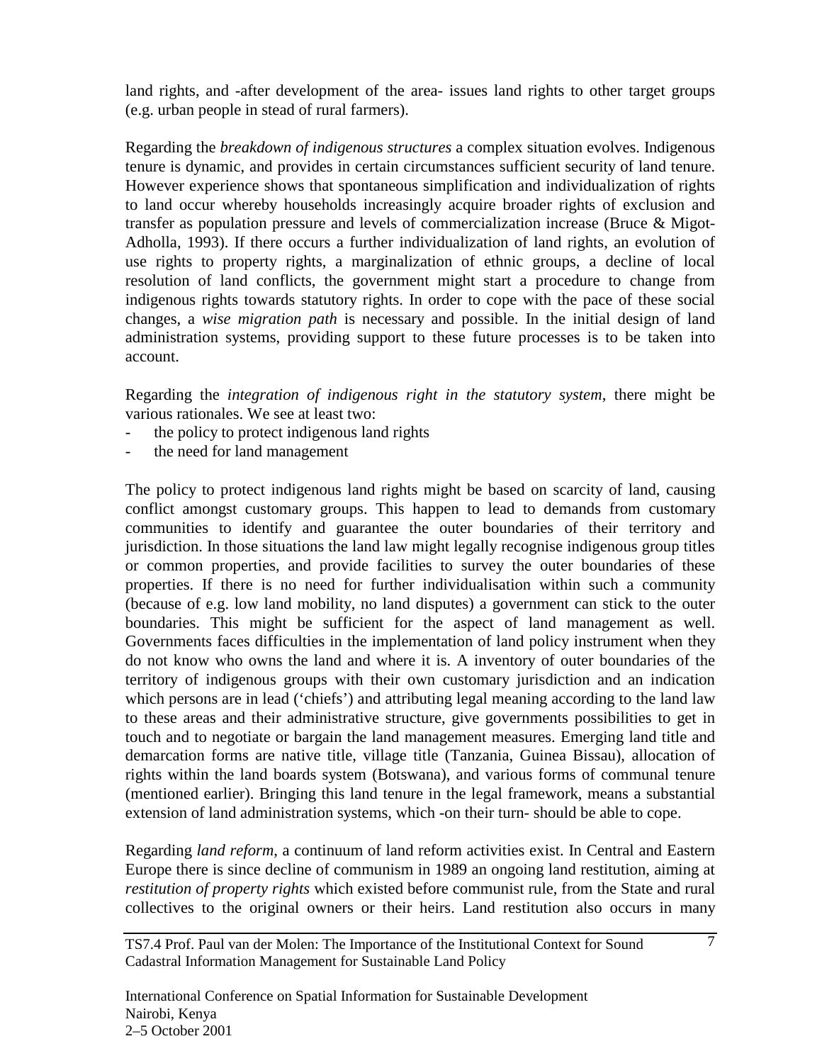land rights, and -after development of the area- issues land rights to other target groups (e.g. urban people in stead of rural farmers).

Regarding the *breakdown of indigenous structures* a complex situation evolves. Indigenous tenure is dynamic, and provides in certain circumstances sufficient security of land tenure. However experience shows that spontaneous simplification and individualization of rights to land occur whereby households increasingly acquire broader rights of exclusion and transfer as population pressure and levels of commercialization increase (Bruce & Migot-Adholla, 1993). If there occurs a further individualization of land rights, an evolution of use rights to property rights, a marginalization of ethnic groups, a decline of local resolution of land conflicts, the government might start a procedure to change from indigenous rights towards statutory rights. In order to cope with the pace of these social changes, a *wise migration path* is necessary and possible. In the initial design of land administration systems, providing support to these future processes is to be taken into account.

Regarding the *integration of indigenous right in the statutory system*, there might be various rationales. We see at least two:

- the policy to protect indigenous land rights
- the need for land management

The policy to protect indigenous land rights might be based on scarcity of land, causing conflict amongst customary groups. This happen to lead to demands from customary communities to identify and guarantee the outer boundaries of their territory and jurisdiction. In those situations the land law might legally recognise indigenous group titles or common properties, and provide facilities to survey the outer boundaries of these properties. If there is no need for further individualisation within such a community (because of e.g. low land mobility, no land disputes) a government can stick to the outer boundaries. This might be sufficient for the aspect of land management as well. Governments faces difficulties in the implementation of land policy instrument when they do not know who owns the land and where it is. A inventory of outer boundaries of the territory of indigenous groups with their own customary jurisdiction and an indication which persons are in lead ('chiefs') and attributing legal meaning according to the land law to these areas and their administrative structure, give governments possibilities to get in touch and to negotiate or bargain the land management measures. Emerging land title and demarcation forms are native title, village title (Tanzania, Guinea Bissau), allocation of rights within the land boards system (Botswana), and various forms of communal tenure (mentioned earlier). Bringing this land tenure in the legal framework, means a substantial extension of land administration systems, which -on their turn- should be able to cope.

Regarding *land reform*, a continuum of land reform activities exist. In Central and Eastern Europe there is since decline of communism in 1989 an ongoing land restitution, aiming at *restitution of property rights* which existed before communist rule, from the State and rural collectives to the original owners or their heirs. Land restitution also occurs in many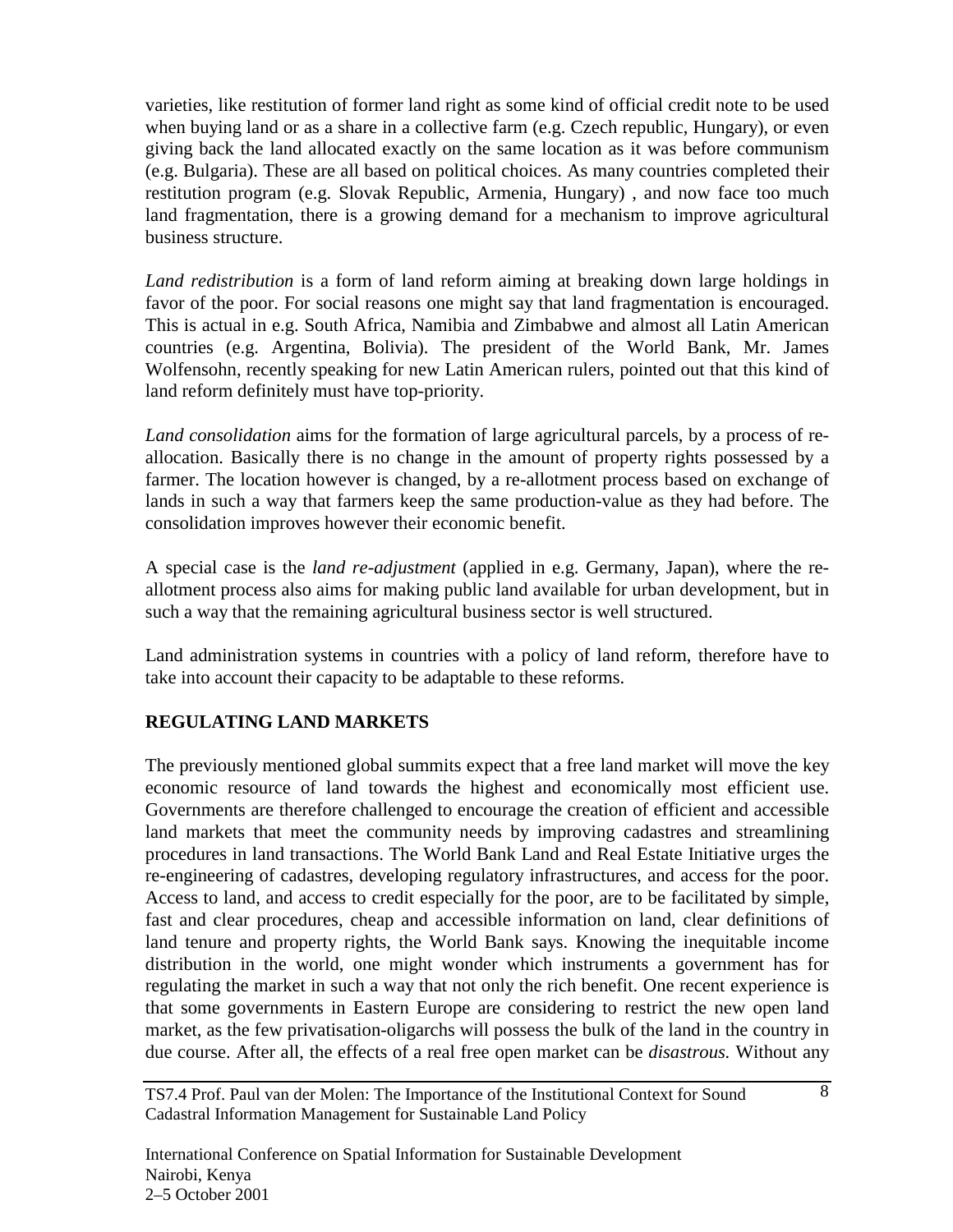varieties, like restitution of former land right as some kind of official credit note to be used when buying land or as a share in a collective farm (e.g. Czech republic, Hungary), or even giving back the land allocated exactly on the same location as it was before communism (e.g. Bulgaria). These are all based on political choices. As many countries completed their restitution program (e.g. Slovak Republic, Armenia, Hungary) , and now face too much land fragmentation, there is a growing demand for a mechanism to improve agricultural business structure.

*Land redistribution* is a form of land reform aiming at breaking down large holdings in favor of the poor. For social reasons one might say that land fragmentation is encouraged. This is actual in e.g. South Africa, Namibia and Zimbabwe and almost all Latin American countries (e.g. Argentina, Bolivia). The president of the World Bank, Mr. James Wolfensohn, recently speaking for new Latin American rulers, pointed out that this kind of land reform definitely must have top-priority.

*Land consolidation* aims for the formation of large agricultural parcels, by a process of re-allocation. Basically there is no change in the amount of property rights possessed by a farmer. The location however is changed, by a re-allotment process based on exchange of lands in such a way that farmers keep the same production-value as they had before. The consolidation improves however their economic benefit.

A special case is the *land re-adjustment* (applied in e.g. Germany, Japan), where the re-allotment process also aims for making public land available for urban development, but in such a way that the remaining agricultural business sector is well structured.

Land administration systems in countries with a policy of land reform, therefore have to take into account their capacity to be adaptable to these reforms.

## REGULATING LAND MARKETS

The previously mentioned global summits expect that a free land market will move the key economic resource of land towards the highest and economically most efficient use. Governments are therefore challenged to encourage the creation of efficient and accessible land markets that meet the community needs by improving cadastres and streamlining procedures in land transactions. The World Bank Land and Real Estate Initiative urges the re-engineering of cadastres, developing regulatory infrastructures, and access for the poor. Access to land, and access to credit especially for the poor, are to be facilitated by simple, fast and clear procedures, cheap and accessible information on land, clear definitions of land tenure and property rights, the World Bank says. Knowing the inequitable income distribution in the world, one might wonder which instruments a government has for regulating the market in such a way that not only the rich benefit. One recent experience is that some governments in Eastern Europe are considering to restrict the new open land market, as the few privatisation-oligarchs will possess the bulk of the land in the country in due course. After all, the effects of a real free open market can be *disastrous.* Without any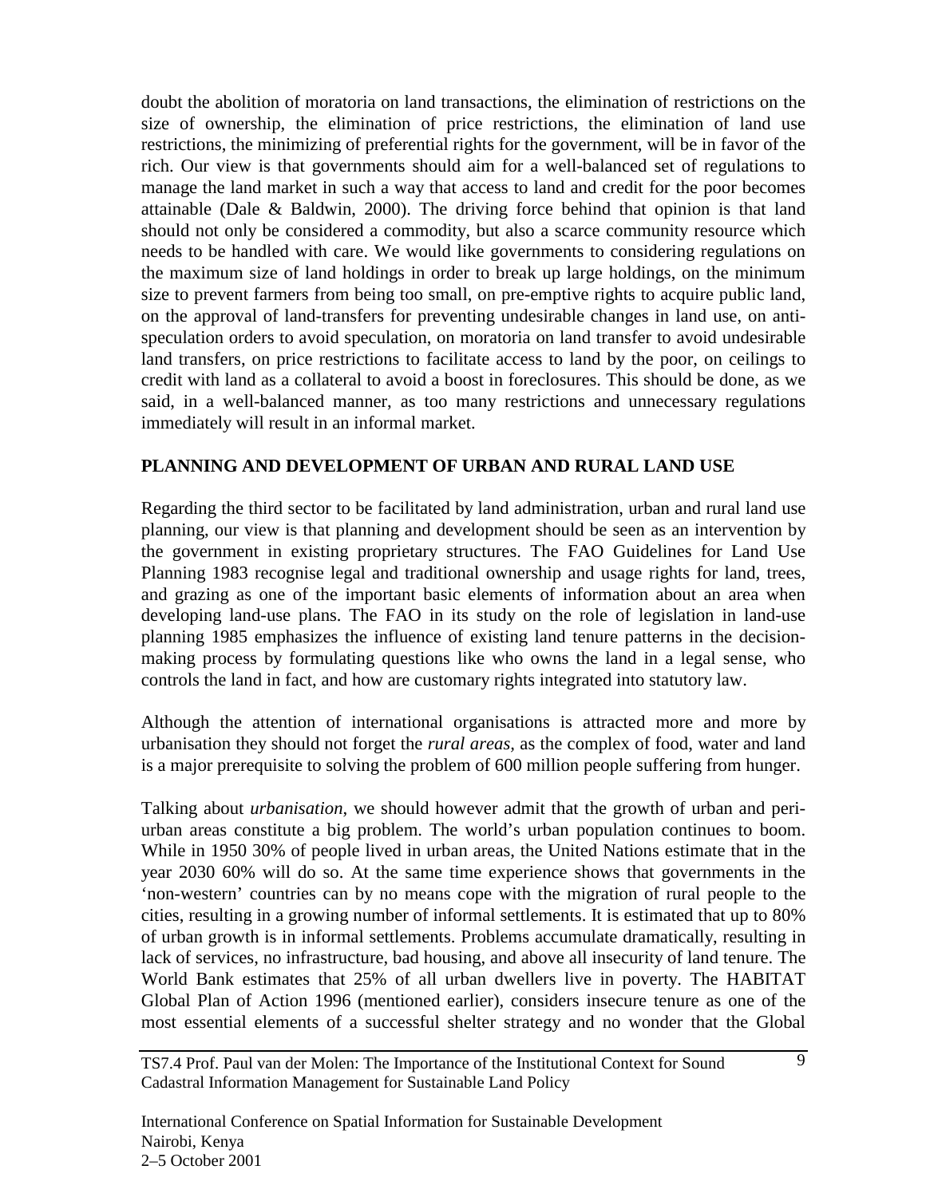doubt the abolition of moratoria on land transactions, the elimination of restrictions on the size of ownership, the elimination of price restrictions, the elimination of land use restrictions, the minimizing of preferential rights for the government, will be in favor of the rich. Our view is that governments should aim for a well-balanced set of regulations to manage the land market in such a way that access to land and credit for the poor becomes attainable (Dale & Baldwin, 2000). The driving force behind that opinion is that land should not only be considered a commodity, but also a scarce community resource which needs to be handled with care. We would like governments to considering regulations on the maximum size of land holdings in order to break up large holdings, on the minimum size to prevent farmers from being too small, on pre-emptive rights to acquire public land, on the approval of land-transfers for preventing undesirable changes in land use, on anti-speculation orders to avoid speculation, on moratoria on land transfer to avoid undesirable land transfers, on price restrictions to facilitate access to land by the poor, on ceilings to credit with land as a collateral to avoid a boost in foreclosures. This should be done, as we said, in a well-balanced manner, as too many restrictions and unnecessary regulations immediately will result in an informal market.

## PLANNING AND DEVELOPMENT OF URBAN AND RURAL LAND USE

Regarding the third sector to be facilitated by land administration, urban and rural land use planning, our view is that planning and development should be seen as an intervention by the government in existing proprietary structures. The FAO Guidelines for Land Use Planning 1983 recognise legal and traditional ownership and usage rights for land, trees, and grazing as one of the important basic elements of information about an area when developing land-use plans. The FAO in its study on the role of legislation in land-use planning 1985 emphasizes the influence of existing land tenure patterns in the decision-making process by formulating questions like who owns the land in a legal sense, who controls the land in fact, and how are customary rights integrated into statutory law.

Although the attention of international organisations is attracted more and more by urbanisation they should not forget the *rural areas*, as the complex of food, water and land is a major prerequisite to solving the problem of 600 million people suffering from hunger.

Talking about *urbanisation*, we should however admit that the growth of urban and peri-urban areas constitute a big problem. The world's urban population continues to boom. While in 1950 30% of people lived in urban areas, the United Nations estimate that in the year 2030 60% will do so. At the same time experience shows that governments in the 'non-western' countries can by no means cope with the migration of rural people to the cities, resulting in a growing number of informal settlements. It is estimated that up to 80% of urban growth is in informal settlements. Problems accumulate dramatically, resulting in lack of services, no infrastructure, bad housing, and above all insecurity of land tenure. The World Bank estimates that 25% of all urban dwellers live in poverty. The HABITAT Global Plan of Action 1996 (mentioned earlier), considers insecure tenure as one of the most essential elements of a successful shelter strategy and no wonder that the Global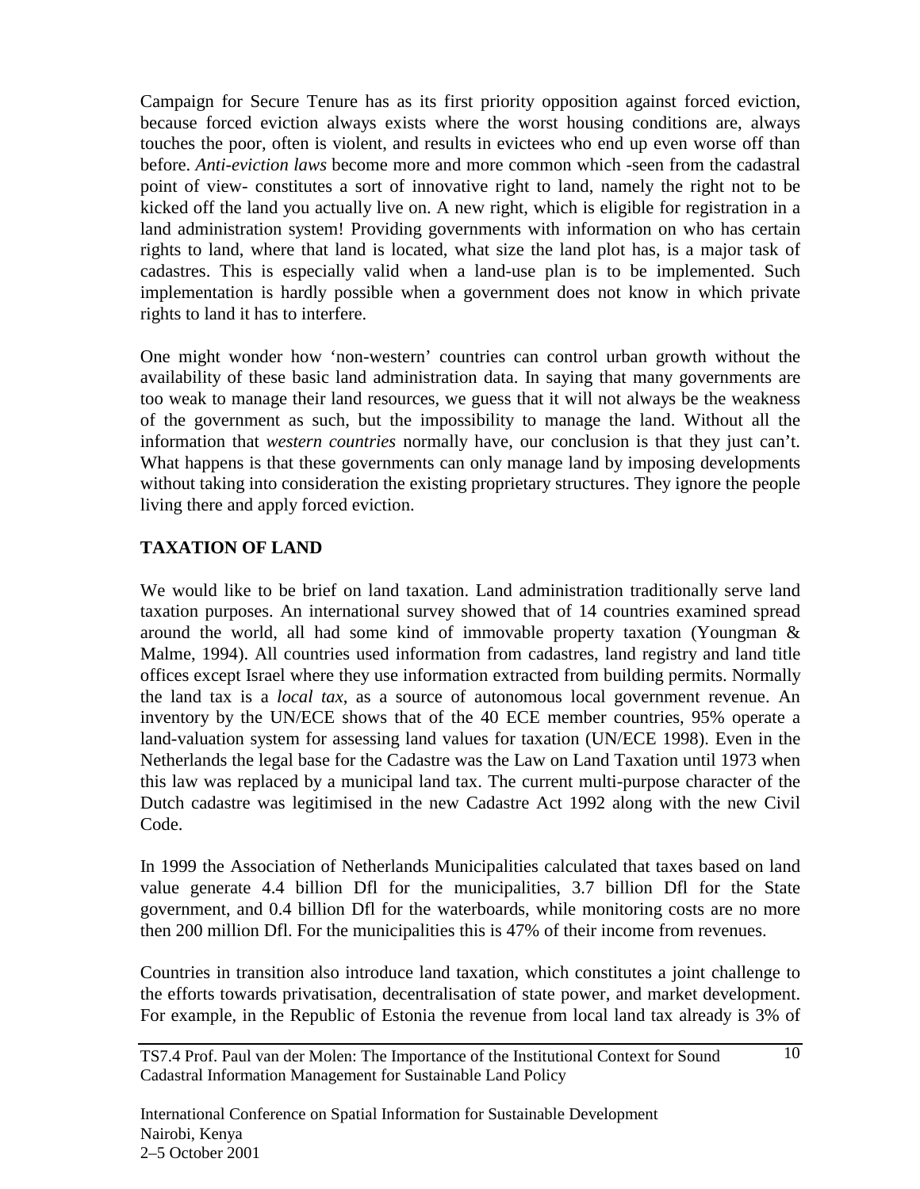Campaign for Secure Tenure has as its first priority opposition against forced eviction, because forced eviction always exists where the worst housing conditions are, always touches the poor, often is violent, and results in evictees who end up even worse off than before. *Anti-eviction laws* become more and more common which -seen from the cadastral point of view- constitutes a sort of innovative right to land, namely the right not to be kicked off the land you actually live on. A new right, which is eligible for registration in a land administration system! Providing governments with information on who has certain rights to land, where that land is located, what size the land plot has, is a major task of cadastres. This is especially valid when a land-use plan is to be implemented. Such implementation is hardly possible when a government does not know in which private rights to land it has to interfere.

One might wonder how 'non-western' countries can control urban growth without the availability of these basic land administration data. In saying that many governments are too weak to manage their land resources, we guess that it will not always be the weakness of the government as such, but the impossibility to manage the land. Without all the information that *western countries* normally have, our conclusion is that they just can't. What happens is that these governments can only manage land by imposing developments without taking into consideration the existing proprietary structures. They ignore the people living there and apply forced eviction.

## TAXATION OF LAND

We would like to be brief on land taxation. Land administration traditionally serve land taxation purposes. An international survey showed that of 14 countries examined spread around the world, all had some kind of immovable property taxation (Youngman & Malme, 1994). All countries used information from cadastres, land registry and land title offices except Israel where they use information extracted from building permits. Normally the land tax is a *local tax*, as a source of autonomous local government revenue. An inventory by the UN/ECE shows that of the 40 ECE member countries, 95% operate a land-valuation system for assessing land values for taxation (UN/ECE 1998). Even in the Netherlands the legal base for the Cadastre was the Law on Land Taxation until 1973 when this law was replaced by a municipal land tax. The current multi-purpose character of the Dutch cadastre was legitimised in the new Cadastre Act 1992 along with the new Civil Code.

In 1999 the Association of Netherlands Municipalities calculated that taxes based on land value generate 4.4 billion Dfl for the municipalities, 3.7 billion Dfl for the State government, and 0.4 billion Dfl for the waterboards, while monitoring costs are no more then 200 million Dfl. For the municipalities this is 47% of their income from revenues.

Countries in transition also introduce land taxation, which constitutes a joint challenge to the efforts towards privatisation, decentralisation of state power, and market development. For example, in the Republic of Estonia the revenue from local land tax already is 3% of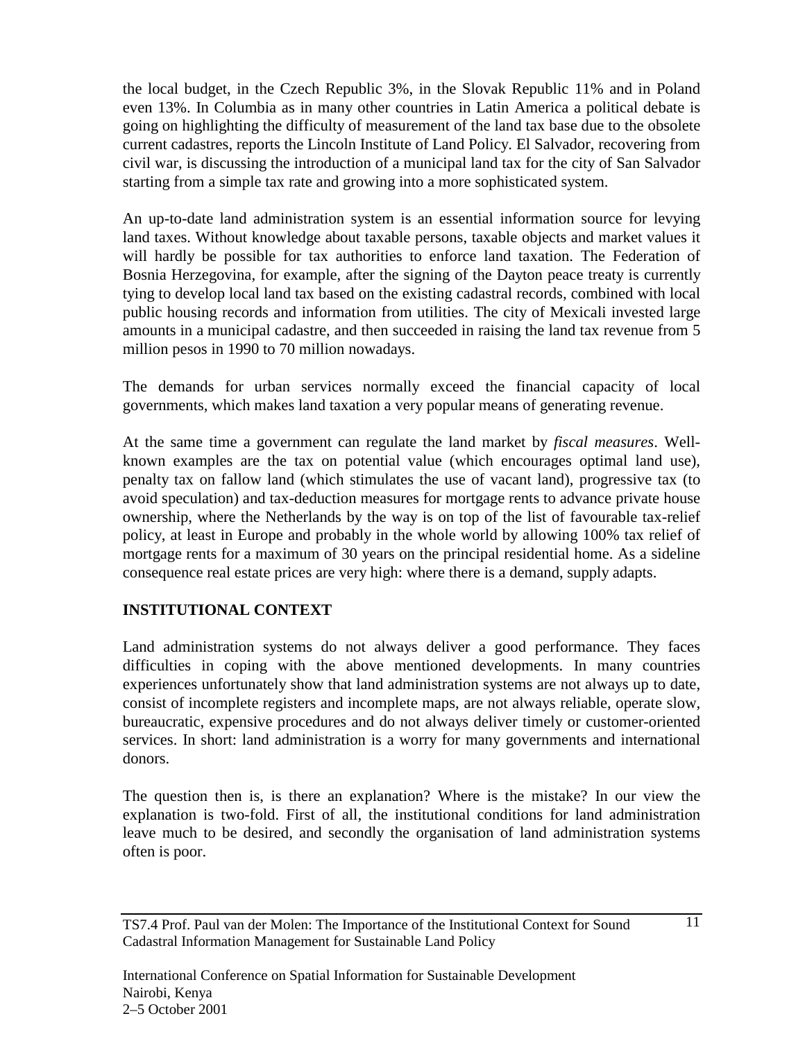the local budget, in the Czech Republic 3%, in the Slovak Republic 11% and in Poland even 13%. In Columbia as in many other countries in Latin America a political debate is going on highlighting the difficulty of measurement of the land tax base due to the obsolete current cadastres, reports the Lincoln Institute of Land Policy. El Salvador, recovering from civil war, is discussing the introduction of a municipal land tax for the city of San Salvador starting from a simple tax rate and growing into a more sophisticated system.

An up-to-date land administration system is an essential information source for levying land taxes. Without knowledge about taxable persons, taxable objects and market values it will hardly be possible for tax authorities to enforce land taxation. The Federation of Bosnia Herzegovina, for example, after the signing of the Dayton peace treaty is currently tying to develop local land tax based on the existing cadastral records, combined with local public housing records and information from utilities. The city of Mexicali invested large amounts in a municipal cadastre, and then succeeded in raising the land tax revenue from 5 million pesos in 1990 to 70 million nowadays.

The demands for urban services normally exceed the financial capacity of local governments, which makes land taxation a very popular means of generating revenue.

At the same time a government can regulate the land market by *fiscal measures*. Well-known examples are the tax on potential value (which encourages optimal land use), penalty tax on fallow land (which stimulates the use of vacant land), progressive tax (to avoid speculation) and tax-deduction measures for mortgage rents to advance private house ownership, where the Netherlands by the way is on top of the list of favourable tax-relief policy, at least in Europe and probably in the whole world by allowing 100% tax relief of mortgage rents for a maximum of 30 years on the principal residential home. As a sideline consequence real estate prices are very high: where there is a demand, supply adapts.

## INSTITUTIONAL CONTEXT

Land administration systems do not always deliver a good performance. They faces difficulties in coping with the above mentioned developments. In many countries experiences unfortunately show that land administration systems are not always up to date, consist of incomplete registers and incomplete maps, are not always reliable, operate slow, bureaucratic, expensive procedures and do not always deliver timely or customer-oriented services. In short: land administration is a worry for many governments and international donors.

The question then is, is there an explanation? Where is the mistake? In our view the explanation is two-fold. First of all, the institutional conditions for land administration leave much to be desired, and secondly the organisation of land administration systems often is poor.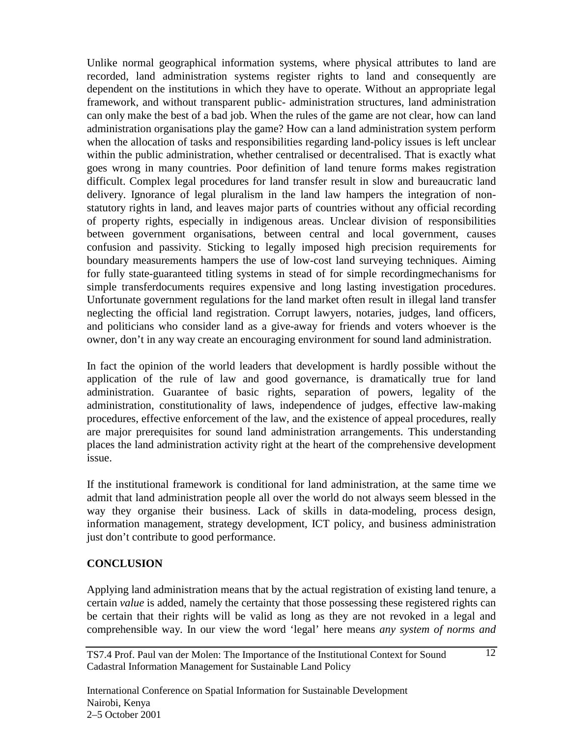Unlike normal geographical information systems, where physical attributes to land are recorded, land administration systems register rights to land and consequently are dependent on the institutions in which they have to operate. Without an appropriate legal framework, and without transparent public- administration structures, land administration can only make the best of a bad job. When the rules of the game are not clear, how can land administration organisations play the game? How can a land administration system perform when the allocation of tasks and responsibilities regarding land-policy issues is left unclear within the public administration, whether centralised or decentralised. That is exactly what goes wrong in many countries. Poor definition of land tenure forms makes registration difficult. Complex legal procedures for land transfer result in slow and bureaucratic land delivery. Ignorance of legal pluralism in the land law hampers the integration of non-statutory rights in land, and leaves major parts of countries without any official recording of property rights, especially in indigenous areas. Unclear division of responsibilities between government organisations, between central and local government, causes confusion and passivity. Sticking to legally imposed high precision requirements for boundary measurements hampers the use of low-cost land surveying techniques. Aiming for fully state-guaranteed titling systems in stead of for simple recordingmechanisms for simple transferdocuments requires expensive and long lasting investigation procedures. Unfortunate government regulations for the land market often result in illegal land transfer neglecting the official land registration. Corrupt lawyers, notaries, judges, land officers, and politicians who consider land as a give-away for friends and voters whoever is the owner, don't in any way create an encouraging environment for sound land administration.

In fact the opinion of the world leaders that development is hardly possible without the application of the rule of law and good governance, is dramatically true for land administration. Guarantee of basic rights, separation of powers, legality of the administration, constitutionality of laws, independence of judges, effective law-making procedures, effective enforcement of the law, and the existence of appeal procedures, really are major prerequisites for sound land administration arrangements. This understanding places the land administration activity right at the heart of the comprehensive development issue.

If the institutional framework is conditional for land administration, at the same time we admit that land administration people all over the world do not always seem blessed in the way they organise their business. Lack of skills in data-modeling, process design, information management, strategy development, ICT policy, and business administration just don't contribute to good performance.

## CONCLUSION

Applying land administration means that by the actual registration of existing land tenure, a certain *value* is added, namely the certainty that those possessing these registered rights can be certain that their rights will be valid as long as they are not revoked in a legal and comprehensible way. In our view the word 'legal' here means *any system of norms and*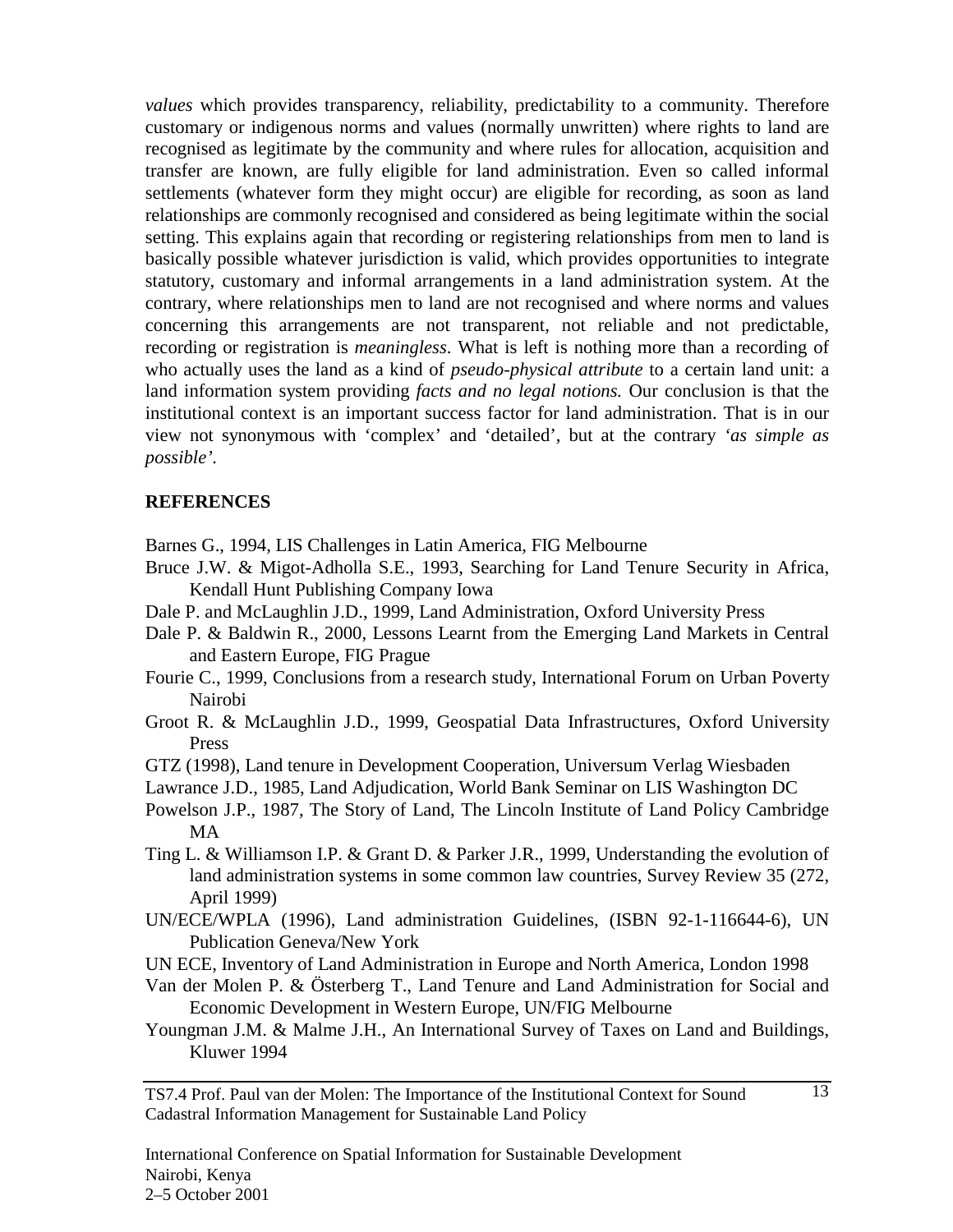*values* which provides transparency, reliability, predictability to a community. Therefore customary or indigenous norms and values (normally unwritten) where rights to land are recognised as legitimate by the community and where rules for allocation, acquisition and transfer are known, are fully eligible for land administration. Even so called informal settlements (whatever form they might occur) are eligible for recording, as soon as land relationships are commonly recognised and considered as being legitimate within the social setting. This explains again that recording or registering relationships from men to land is basically possible whatever jurisdiction is valid, which provides opportunities to integrate statutory, customary and informal arrangements in a land administration system. At the contrary, where relationships men to land are not recognised and where norms and values concerning this arrangements are not transparent, not reliable and not predictable, recording or registration is *meaningless*. What is left is nothing more than a recording of who actually uses the land as a kind of *pseudo-physical attribute* to a certain land unit: a land information system providing *facts and no legal notions.* Our conclusion is that the institutional context is an important success factor for land administration. That is in our view not synonymous with 'complex' and 'detailed', but at the contrary *'as simple as possible'*.

## REFERENCES

Barnes G., 1994, LIS Challenges in Latin America, FIG Melbourne

Bruce J.W. & Migot-Adholla S.E., 1993, Searching for Land Tenure Security in Africa, Kendall Hunt Publishing Company Iowa

Dale P. and McLaughlin J.D., 1999, Land Administration, Oxford University Press

Dale P. & Baldwin R., 2000, Lessons Learnt from the Emerging Land Markets in Central and Eastern Europe, FIG Prague

Fourie C., 1999, Conclusions from a research study, International Forum on Urban Poverty Nairobi

Groot R. & McLaughlin J.D., 1999, Geospatial Data Infrastructures, Oxford University Press

GTZ (1998), Land tenure in Development Cooperation, Universum Verlag Wiesbaden

Lawrance J.D., 1985, Land Adjudication, World Bank Seminar on LIS Washington DC

Powelson J.P., 1987, The Story of Land, The Lincoln Institute of Land Policy Cambridge MA

Ting L. & Williamson I.P. & Grant D. & Parker J.R., 1999, Understanding the evolution of land administration systems in some common law countries, Survey Review 35 (272, April 1999)

UN/ECE/WPLA (1996), Land administration Guidelines, (ISBN 92-1-116644-6), UN Publication Geneva/New York

UN ECE, Inventory of Land Administration in Europe and North America, London 1998

Van der Molen P. & Österberg T., Land Tenure and Land Administration for Social and Economic Development in Western Europe, UN/FIG Melbourne

Youngman J.M. & Malme J.H., An International Survey of Taxes on Land and Buildings, Kluwer 1994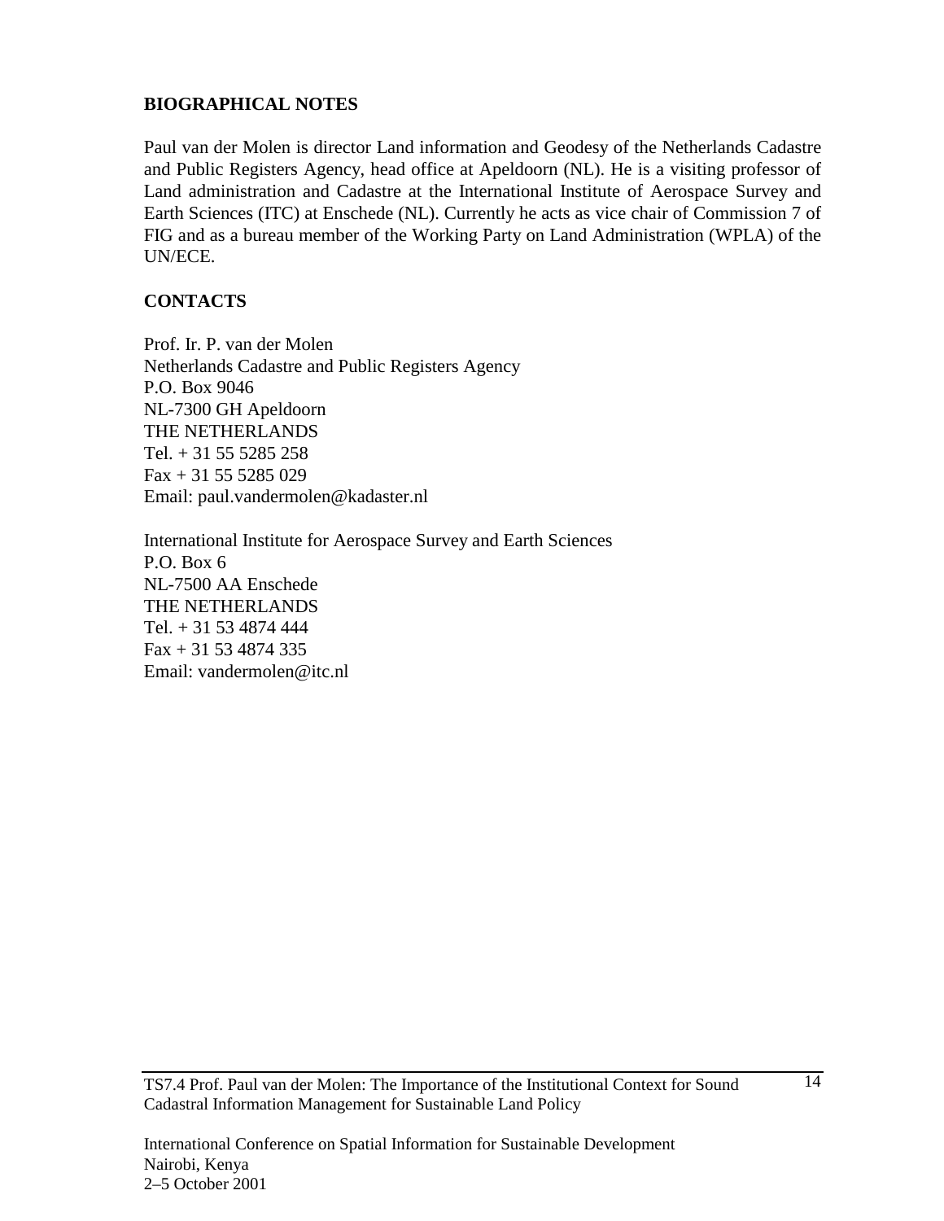## BIOGRAPHICAL NOTES

Paul van der Molen is director Land information and Geodesy of the Netherlands Cadastre and Public Registers Agency, head office at Apeldoorn (NL). He is a visiting professor of Land administration and Cadastre at the International Institute of Aerospace Survey and Earth Sciences (ITC) at Enschede (NL). Currently he acts as vice chair of Commission 7 of FIG and as a bureau member of the Working Party on Land Administration (WPLA) of the UN/ECE.

## CONTACTS

Prof. Ir. P. van der Molen
Netherlands Cadastre and Public Registers Agency
P.O. Box 9046
NL-7300 GH Apeldoorn
THE NETHERLANDS
Tel. + 31 55 5285 258
Fax + 31 55 5285 029
Email: paul.vandermolen@kadaster.nl

International Institute for Aerospace Survey and Earth Sciences
P.O. Box 6
NL-7500 AA Enschede
THE NETHERLANDS
Tel. + 31 53 4874 444
Fax + 31 53 4874 335
Email: vandermolen@itc.nl